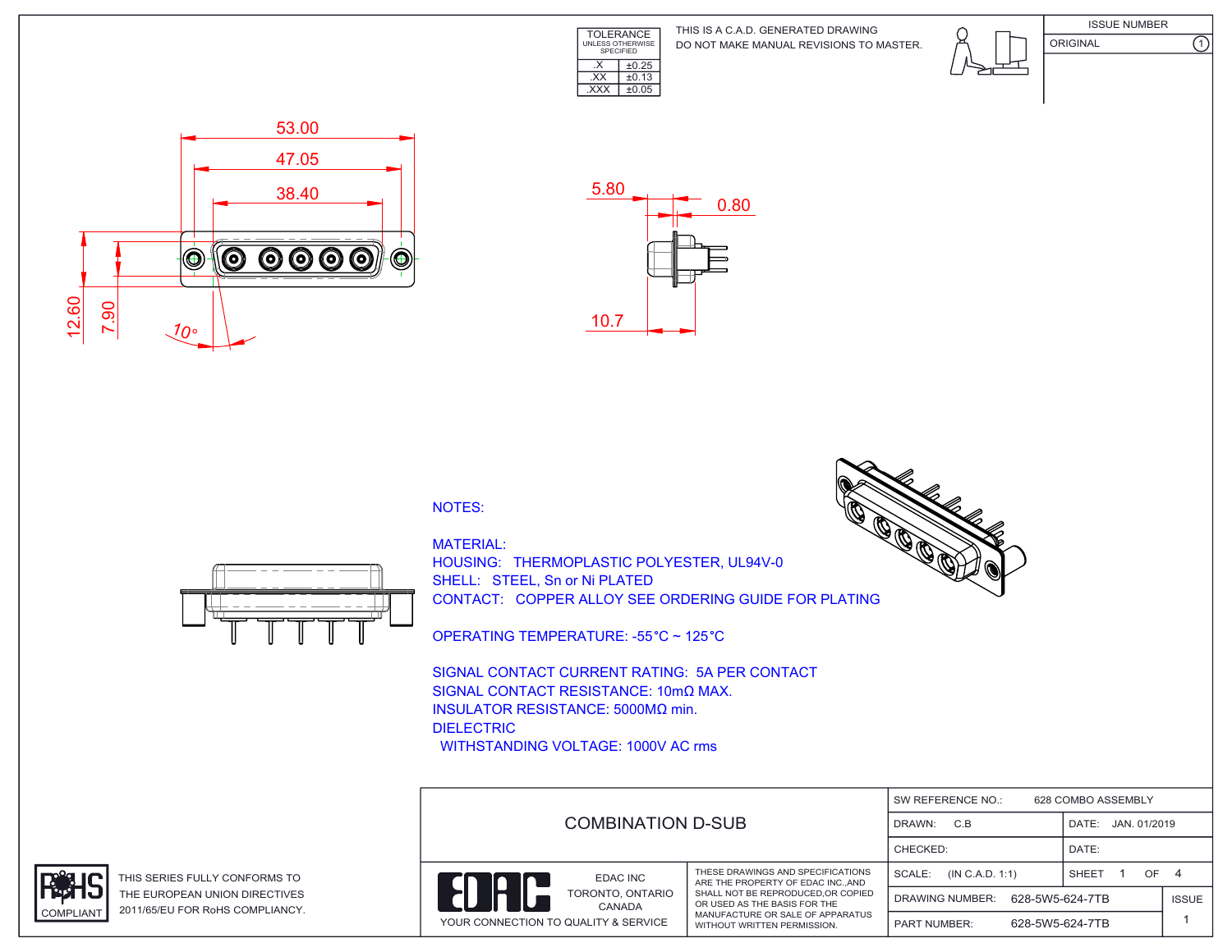| TOLERANCE UNLESS OTHERWISE SPECIFIED | |
|---|---|
| .X | ±0.25 |
| .XX | ±0.13 |
| .XXX | ±0.05 |

THIS IS A C.A.D. GENERATED DRAWING
DO NOT MAKE MANUAL REVISIONS TO MASTER.

| ISSUE NUMBER | |
|---|---|
| ORIGINAL | 1 |

53.00
47.05
38.40
12.60
7.90
10°

5.80
0.80
10.7

NOTES:

MATERIAL:
HOUSING: THERMOPLASTIC POLYESTER, UL94V-0
SHELL: STEEL, Sn or Ni PLATED
CONTACT: COPPER ALLOY SEE ORDERING GUIDE FOR PLATING

OPERATING TEMPERATURE: -55°C ~ 125°C

SIGNAL CONTACT CURRENT RATING: 5A PER CONTACT
SIGNAL CONTACT RESISTANCE: 10mΩ MAX.
INSULATOR RESISTANCE: 5000MΩ min.
DIELECTRIC
WITHSTANDING VOLTAGE: 1000V AC rms

RoHS COMPLIANT

THIS SERIES FULLY CONFORMS TO THE EUROPEAN UNION DIRECTIVES 2011/65/EU FOR RoHS COMPLIANCY.

COMBINATION D-SUB

EDAC INC
TORONTO, ONTARIO
CANADA
YOUR CONNECTION TO QUALITY & SERVICE

THESE DRAWINGS AND SPECIFICATIONS ARE THE PROPERTY OF EDAC INC.,AND SHALL NOT BE REPRODUCED,OR COPIED OR USED AS THE BASIS FOR THE MANUFACTURE OR SALE OF APPARATUS WITHOUT WRITTEN PERMISSION.

| SW REFERENCE NO.: 628 COMBO ASSEMBLY | | |
|---|---|---|
| DRAWN: C.B | DATE: JAN. 01/2019 | |
| CHECKED: | DATE: | |
| SCALE: (IN C.A.D. 1:1) | SHEET 1 OF 4 | |
| DRAWING NUMBER: 628-5W5-624-7TB | | ISSUE |
| PART NUMBER: 628-5W5-624-7TB | | 1 |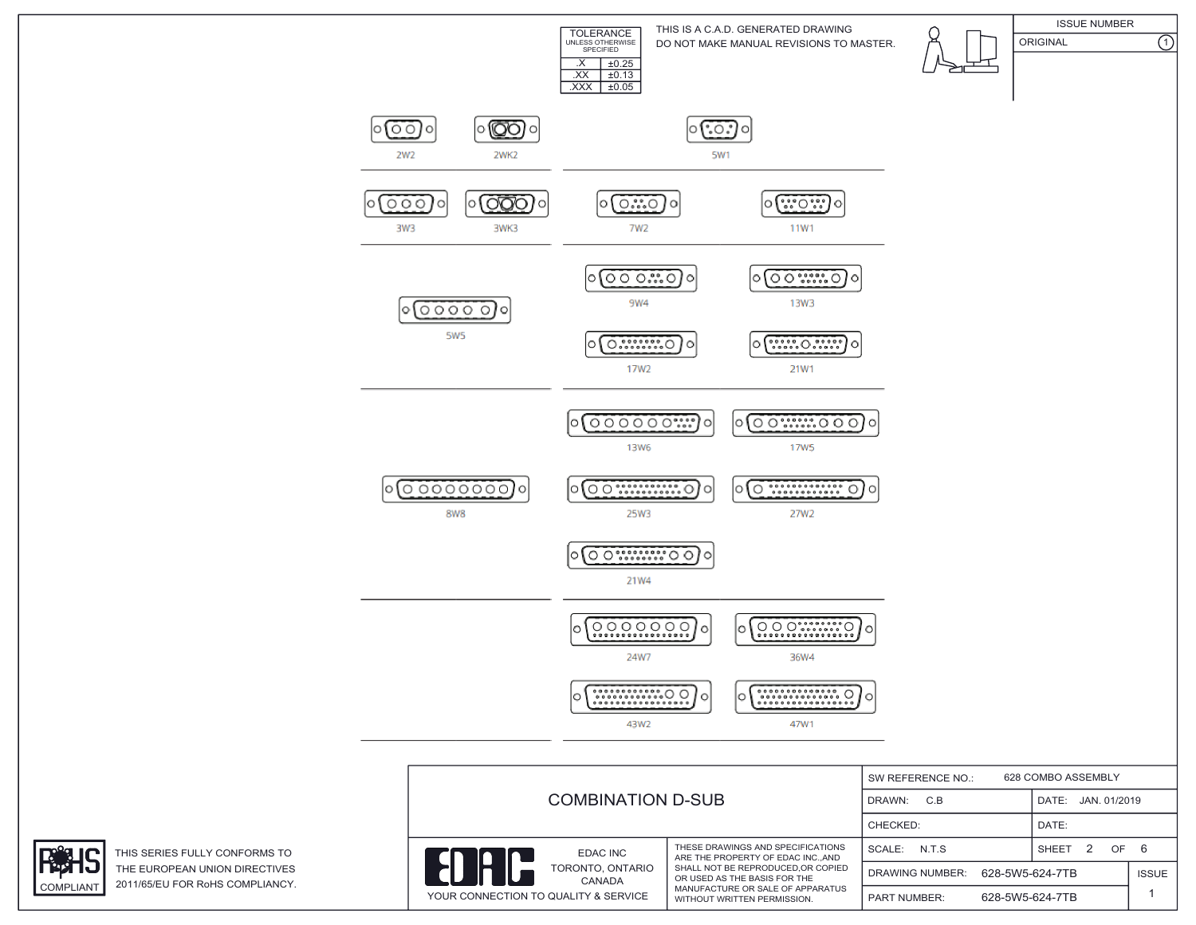| TOLERANCE UNLESS OTHERWISE SPECIFIED | |
|---|---|
| .X | ±0.25 |
| .XX | ±0.13 |
| .XXX | ±0.05 |

THIS IS A C.A.D. GENERATED DRAWING
DO NOT MAKE MANUAL REVISIONS TO MASTER.

| ISSUE NUMBER | |
|---|---|
| ORIGINAL | 1 |

2W2 2WK2 5W1

3W3 3WK3 7W2 11W1

9W4 13W3

5W5

17W2 21W1

13W6 17W5

8W8

25W3 27W2

21W4

24W7 36W4

43W2 47W1

# COMBINATION D-SUB

EDAC INC
TORONTO, ONTARIO
CANADA

YOUR CONNECTION TO QUALITY & SERVICE

THESE DRAWINGS AND SPECIFICATIONS ARE THE PROPERTY OF EDAC INC.,AND SHALL NOT BE REPRODUCED,OR COPIED OR USED AS THE BASIS FOR THE MANUFACTURE OR SALE OF APPARATUS WITHOUT WRITTEN PERMISSION.

| | |
|---|---|
| SW REFERENCE NO.: 628 COMBO ASSEMBLY | |
| DRAWN: C.B | DATE: JAN. 01/2019 |
| CHECKED: | DATE: |
| SCALE: N.T.S | SHEET 2 OF 6 |
| DRAWING NUMBER: 628-5W5-624-7TB | ISSUE |
| PART NUMBER: 628-5W5-624-7TB | 1 |

RoHS COMPLIANT

THIS SERIES FULLY CONFORMS TO THE EUROPEAN UNION DIRECTIVES 2011/65/EU FOR RoHS COMPLIANCY.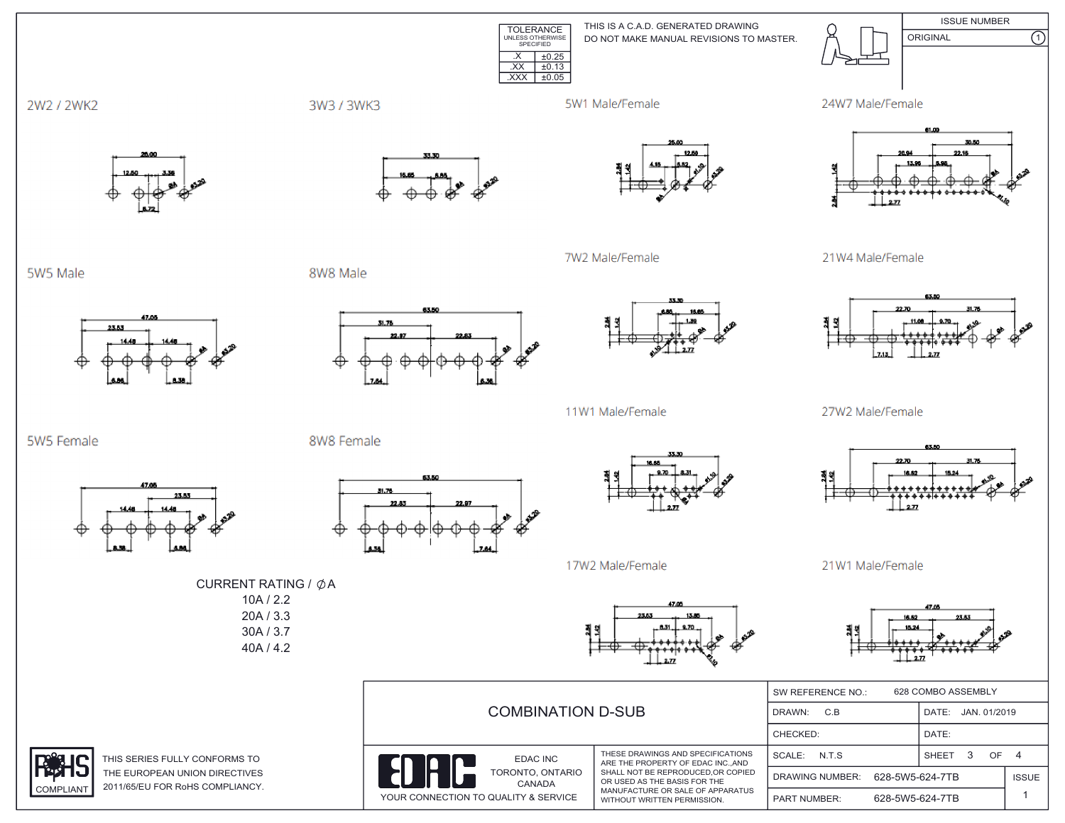| TOLERANCE UNLESS OTHERWISE SPECIFIED | |
|---|---|
| .X | ±0.25 |
| .XX | ±0.13 |
| .XXX | ±0.05 |

THIS IS A C.A.D. GENERATED DRAWING
DO NOT MAKE MANUAL REVISIONS TO MASTER.

| ISSUE NUMBER | |
|---|---|
| ORIGINAL | 1 |

## 2W2 / 2WK2

26.00, 12.50, 3.35, 6.72, ØA, Ø3.20

## 3W3 / 3WK3

33.30, 16.65, 6.85, ØA, Ø3.20

## 5W1 Male/Female

25.00, 12.50, 4.15, 6.52, Ø1.10, Ø3.20, 2.84, 1.42, ØA

## 24W7 Male/Female

61.09, 30.50, 26.94, 22.16, 13.96, 5.98, 1.42, 2.84, 2.77, ØA, Ø3.20, Ø1.10

## 5W5 Male

47.05, 23.53, 14.48, 14.48, 6.86, 8.38, ØA, Ø3.20

## 8W8 Male

63.50, 31.75, 22.97, 22.83, 7.64, 6.38, ØA, Ø3.20

## 7W2 Male/Female

33.30, 6.86, 16.65, 1.39, 2.84, 1.42, Ø1.10, 2.77, ØA, Ø3.20

## 21W4 Male/Female

63.50, 22.70, 31.75, 11.06, 9.70, 2.84, 1.42, 7.13, 2.77, Ø1.10, ØA, Ø3.20

## 5W5 Female

47.05, 23.53, 14.48, 14.48, 8.38, 6.86, ØA, Ø3.20

## 8W8 Female

63.50, 31.75, 22.83, 22.97, 6.38, 7.64, ØA, Ø3.20

## 11W1 Male/Female

33.30, 16.65, 9.70, 8.31, 2.84, 1.42, 2.77, Ø1.10, Ø3.20

## 27W2 Male/Female

63.50, 22.70, 31.75, 16.62, 15.24, 2.84, 1.42, 2.77, Ø1.10, ØA, Ø3.20

## 17W2 Male/Female

47.05, 23.53, 13.85, 8.31, 9.70, 2.84, 1.42, 2.77, ØA, Ø3.20, Ø1.10

## 21W1 Male/Female

47.05, 16.62, 23.53, 15.24, 2.84, 1.42, 2.77, ØA, Ø1.10, Ø3.20

CURRENT RATING / ∅A
10A / 2.2
20A / 3.3
30A / 3.7
40A / 4.2

RoHS COMPLIANT

THIS SERIES FULLY CONFORMS TO THE EUROPEAN UNION DIRECTIVES 2011/65/EU FOR RoHS COMPLIANCY.

**COMBINATION D-SUB**

EDAC INC
TORONTO, ONTARIO
CANADA
YOUR CONNECTION TO QUALITY & SERVICE

THESE DRAWINGS AND SPECIFICATIONS ARE THE PROPERTY OF EDAC INC.,AND SHALL NOT BE REPRODUCED,OR COPIED OR USED AS THE BASIS FOR THE MANUFACTURE OR SALE OF APPARATUS WITHOUT WRITTEN PERMISSION.

| SW REFERENCE NO.: 628 COMBO ASSEMBLY | |
|---|---|
| DRAWN: C.B | DATE: JAN. 01/2019 |
| CHECKED: | DATE: |
| SCALE: N.T.S | SHEET 3 OF 4 |
| DRAWING NUMBER: 628-5W5-624-7TB | ISSUE |
| PART NUMBER: 628-5W5-624-7TB | 1 |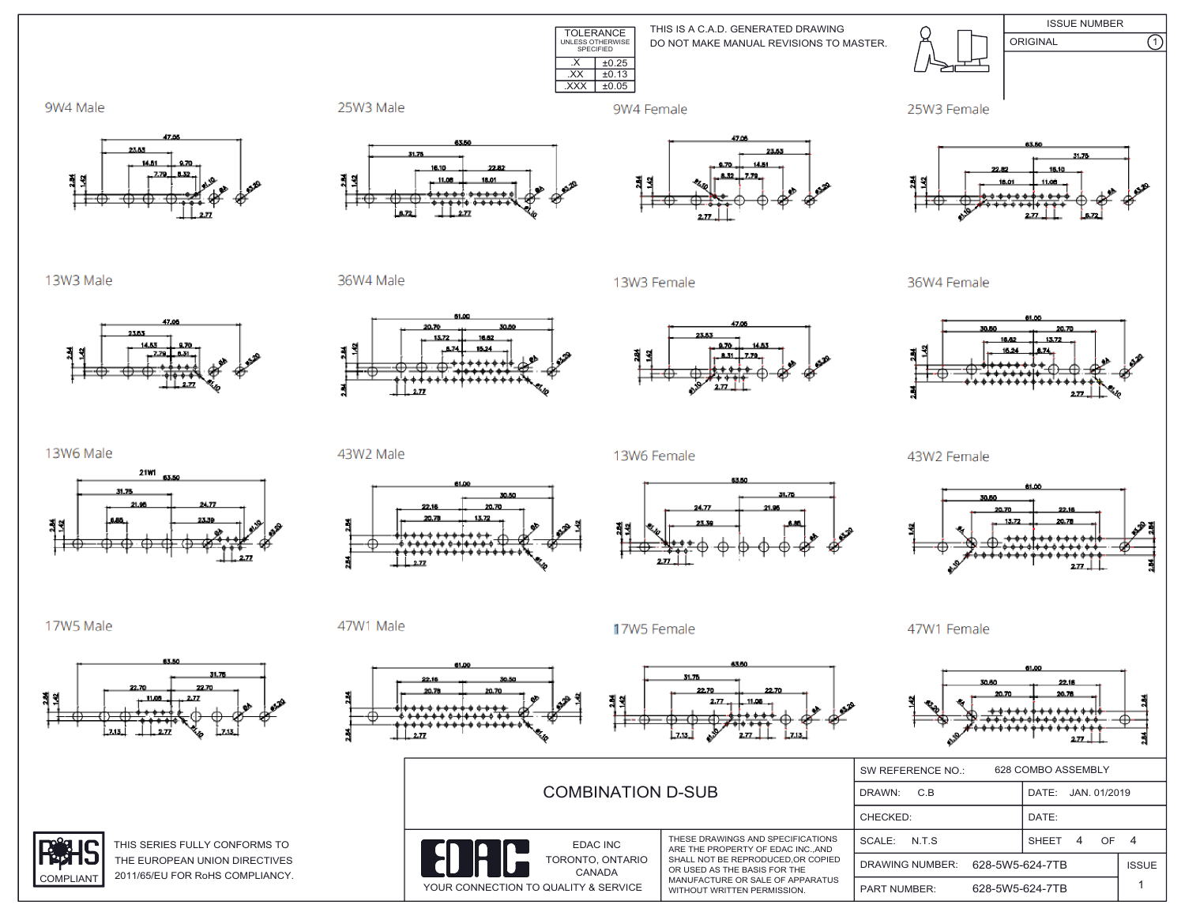| TOLERANCE UNLESS OTHERWISE SPECIFIED | |
|---|---|
| .X | ±0.25 |
| .XX | ±0.13 |
| .XXX | ±0.05 |

THIS IS A C.A.D. GENERATED DRAWING
DO NOT MAKE MANUAL REVISIONS TO MASTER.

| ISSUE NUMBER | |
|---|---|
| ORIGINAL | 1 |

9W4 Male

25W3 Male

9W4 Female

25W3 Female

13W3 Male

36W4 Male

13W3 Female

36W4 Female

13W6 Male

43W2 Male

13W6 Female

43W2 Female

17W5 Male

47W1 Male

17W5 Female

47W1 Female

RoHS COMPLIANT

THIS SERIES FULLY CONFORMS TO THE EUROPEAN UNION DIRECTIVES 2011/65/EU FOR RoHS COMPLIANCY.

COMBINATION D-SUB

EDAC INC
TORONTO, ONTARIO
CANADA
YOUR CONNECTION TO QUALITY & SERVICE

THESE DRAWINGS AND SPECIFICATIONS ARE THE PROPERTY OF EDAC INC.,AND SHALL NOT BE REPRODUCED,OR COPIED OR USED AS THE BASIS FOR THE MANUFACTURE OR SALE OF APPARATUS WITHOUT WRITTEN PERMISSION.

| | | | |
|---|---|---|---|
| SW REFERENCE NO.: 628 COMBO ASSEMBLY | | | |
| DRAWN: C.B | | DATE: JAN. 01/2019 | |
| CHECKED: | | DATE: | |
| SCALE: N.T.S | | SHEET 4 OF 4 | |
| DRAWING NUMBER: 628-5W5-624-7TB | | | ISSUE |
| PART NUMBER: 628-5W5-624-7TB | | | 1 |